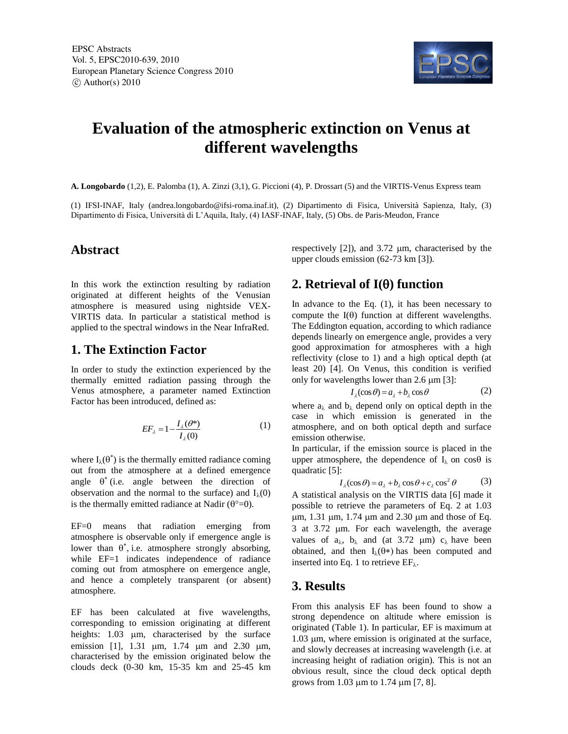# Evaluation of the atmospheric extinction on Venus at different wavelengths

**A. Longobardo** (1,2), E. Palomba (1), A. Zinzi (3,1), G. Piccioni (4), P. Drossart (5) and the VIRTIS-Venus Express team

(1) IFSI-INAF, Italy (andrea.longobardo@ifsi-roma.inaf.it), (2) Dipartimento di Fisica, Università Sapienza, Italy, (3) Dipartimento di Fisica, Università di L'Aquila, Italy, (4) IASF-INAF, Italy, (5) Obs. de Paris-Meudon, France

## Abstract

In this work the extinction resulting by radiation originated at different heights of the Venusian atmosphere is measured using nightside VEX-VIRTIS data. In particular a statistical method is applied to the spectral windows in the Near InfraRed.

## 1. The Extinction Factor

In order to study the extinction experienced by the thermally emitted radiation passing through the Venus atmosphere, a parameter named Extinction Factor has been introduced, defined as:

$$EF_{\lambda} = 1 - \frac{I_{\lambda}(\theta^{*})}{I_{\lambda}(0)} \tag{1}$$

where $I_{\lambda}(\theta^{*})$ is the thermally emitted radiance coming out from the atmosphere at a defined emergence angle $\theta^{*}$ (i.e. angle between the direction of observation and the normal to the surface) and $I_{\lambda}(0)$ is the thermally emitted radiance at Nadir ($\theta°=0$).

EF=0 means that radiation emerging from atmosphere is observable only if emergence angle is lower than $\theta^{*}$, i.e. atmosphere strongly absorbing, while EF=1 indicates independence of radiance coming out from atmosphere on emergence angle, and hence a completely transparent (or absent) atmosphere.

EF has been calculated at five wavelengths, corresponding to emission originating at different heights: 1.03 μm, characterised by the surface emission [1], 1.31 μm, 1.74 μm and 2.30 μm, characterised by the emission originated below the clouds deck (0-30 km, 15-35 km and 25-45 km respectively [2]), and 3.72 μm, characterised by the upper clouds emission (62-73 km [3]).

## 2. Retrieval of I(θ) function

In advance to the Eq. (1), it has been necessary to compute the I(θ) function at different wavelengths. The Eddington equation, according to which radiance depends linearly on emergence angle, provides a very good approximation for atmospheres with a high reflectivity (close to 1) and a high optical depth (at least 20) [4]. On Venus, this condition is verified only for wavelengths lower than 2.6 μm [3]:

$$I_{\lambda}(\cos\theta) = a_{\lambda} + b_{\lambda}\cos\theta \tag{2}$$

where $a_{\lambda}$ and $b_{\lambda}$ depend only on optical depth in the case in which emission is generated in the atmosphere, and on both optical depth and surface emission otherwise.

In particular, if the emission source is placed in the upper atmosphere, the dependence of $I_{\lambda}$ on cosθ is quadratic [5]:

$$I_{\lambda}(\cos\theta) = a_{\lambda} + b_{\lambda}\cos\theta + c_{\lambda}\cos^{2}\theta \tag{3}$$

A statistical analysis on the VIRTIS data [6] made it possible to retrieve the parameters of Eq. 2 at 1.03 μm, 1.31 μm, 1.74 μm and 2.30 μm and those of Eq. 3 at 3.72 μm. For each wavelength, the average values of $a_{\lambda}$, $b_{\lambda}$ and (at 3.72 μm) $c_{\lambda}$ have been obtained, and then $I_{\lambda}(\theta*)$ has been computed and inserted into Eq. 1 to retrieve $EF_{\lambda}$.

## 3. Results

From this analysis EF has been found to show a strong dependence on altitude where emission is originated (Table 1). In particular, EF is maximum at 1.03 μm, where emission is originated at the surface, and slowly decreases at increasing wavelength (i.e. at increasing height of radiation origin). This is not an obvious result, since the cloud deck optical depth grows from 1.03 μm to 1.74 μm [7, 8].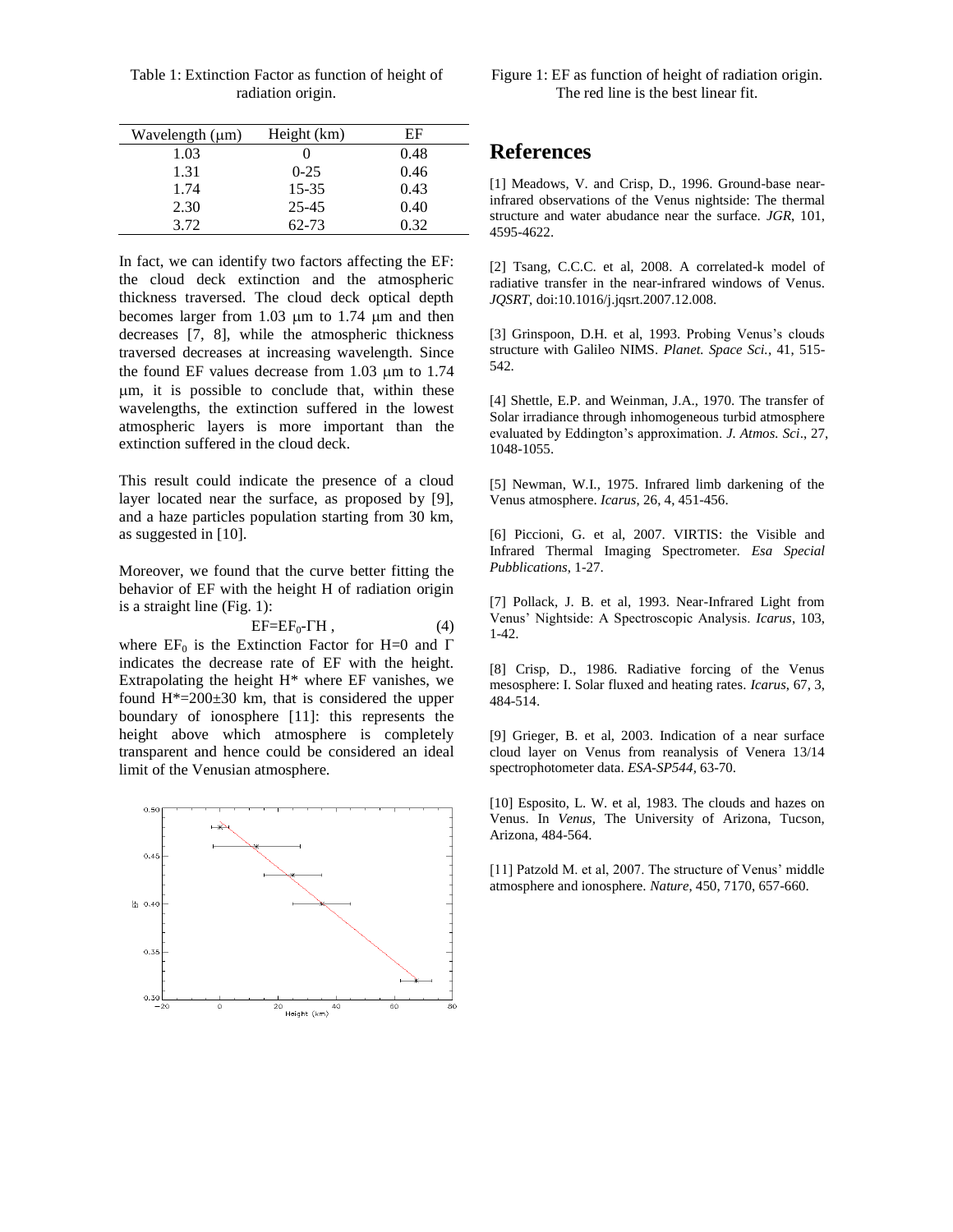Table 1: Extinction Factor as function of height of radiation origin.

| Wavelength (μm) | Height (km) | EF |
|---|---|---|
| 1.03 | 0 | 0.48 |
| 1.31 | 0-25 | 0.46 |
| 1.74 | 15-35 | 0.43 |
| 2.30 | 25-45 | 0.40 |
| 3.72 | 62-73 | 0.32 |

In fact, we can identify two factors affecting the EF: the cloud deck extinction and the atmospheric thickness traversed. The cloud deck optical depth becomes larger from 1.03 μm to 1.74 μm and then decreases [7, 8], while the atmospheric thickness traversed decreases at increasing wavelength. Since the found EF values decrease from 1.03 μm to 1.74 μm, it is possible to conclude that, within these wavelengths, the extinction suffered in the lowest atmospheric layers is more important than the extinction suffered in the cloud deck.

This result could indicate the presence of a cloud layer located near the surface, as proposed by [9], and a haze particles population starting from 30 km, as suggested in [10].

Moreover, we found that the curve better fitting the behavior of EF with the height H of radiation origin is a straight line (Fig. 1):

$$EF = EF_0 - \Gamma H \,, \qquad (4)$$

where $EF_0$ is the Extinction Factor for H=0 and $\Gamma$ indicates the decrease rate of EF with the height. Extrapolating the height $H^*$ where EF vanishes, we found $H^*=200\pm30$ km, that is considered the upper boundary of ionosphere [11]: this represents the height above which atmosphere is completely transparent and hence could be considered an ideal limit of the Venusian atmosphere.

0.50
0.45
0.40
0.35
0.30
EF
−20
0
20
40
60
80
Height (km)

Figure 1: EF as function of height of radiation origin. The red line is the best linear fit.

## References

[1] Meadows, V. and Crisp, D., 1996. Ground-base near-infrared observations of the Venus nightside: The thermal structure and water abudance near the surface. *JGR*, 101, 4595-4622.

[2] Tsang, C.C.C. et al, 2008. A correlated-k model of radiative transfer in the near-infrared windows of Venus. *JQSRT*, doi:10.1016/j.jqsrt.2007.12.008.

[3] Grinspoon, D.H. et al, 1993. Probing Venus's clouds structure with Galileo NIMS. *Planet. Space Sci.*, 41, 515-542.

[4] Shettle, E.P. and Weinman, J.A., 1970. The transfer of Solar irradiance through inhomogeneous turbid atmosphere evaluated by Eddington's approximation. *J. Atmos. Sci*., 27, 1048-1055.

[5] Newman, W.I., 1975. Infrared limb darkening of the Venus atmosphere. *Icarus*, 26, 4, 451-456.

[6] Piccioni, G. et al, 2007. VIRTIS: the Visible and Infrared Thermal Imaging Spectrometer. *Esa Special Pubblications*, 1-27.

[7] Pollack, J. B. et al, 1993. Near-Infrared Light from Venus' Nightside: A Spectroscopic Analysis. *Icarus*, 103, 1-42.

[8] Crisp, D., 1986. Radiative forcing of the Venus mesosphere: I. Solar fluxed and heating rates. *Icarus*, 67, 3, 484-514.

[9] Grieger, B. et al, 2003. Indication of a near surface cloud layer on Venus from reanalysis of Venera 13/14 spectrophotometer data. *ESA-SP544*, 63-70.

[10] Esposito, L. W. et al, 1983. The clouds and hazes on Venus. In *Venus*, The University of Arizona, Tucson, Arizona, 484-564.

[11] Patzold M. et al, 2007. The structure of Venus' middle atmosphere and ionosphere. *Nature*, 450, 7170, 657-660.